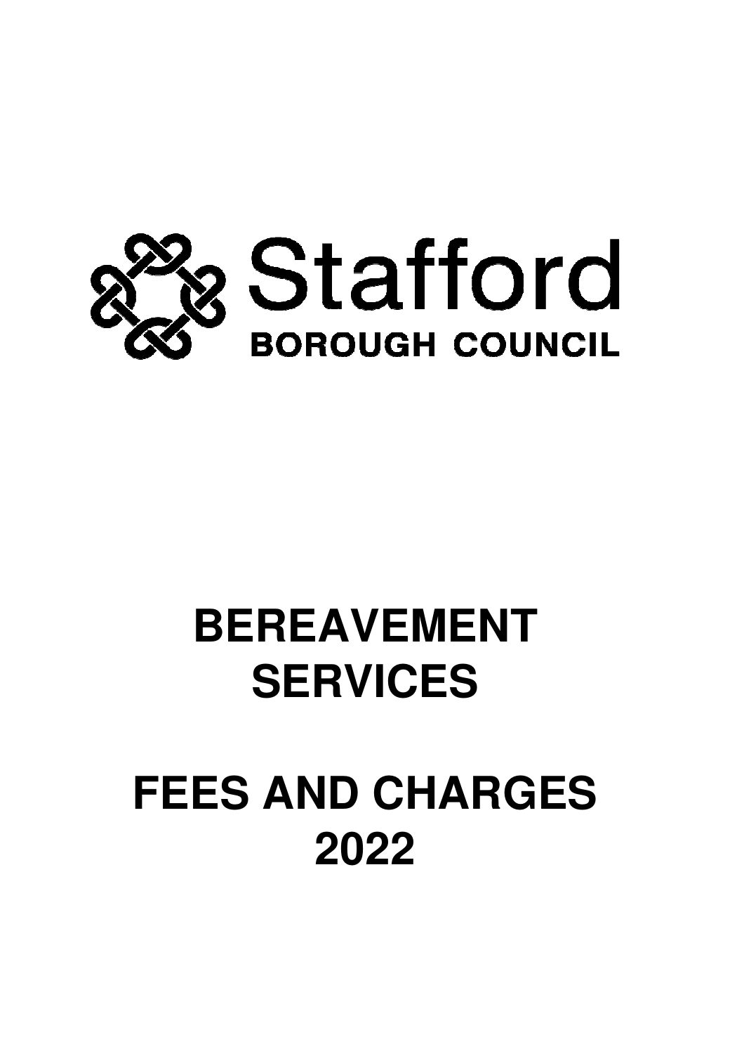Stafford

BOROUGH COUNCIL

# BEREAVEMENT SERVICES

# FEES AND CHARGES 2022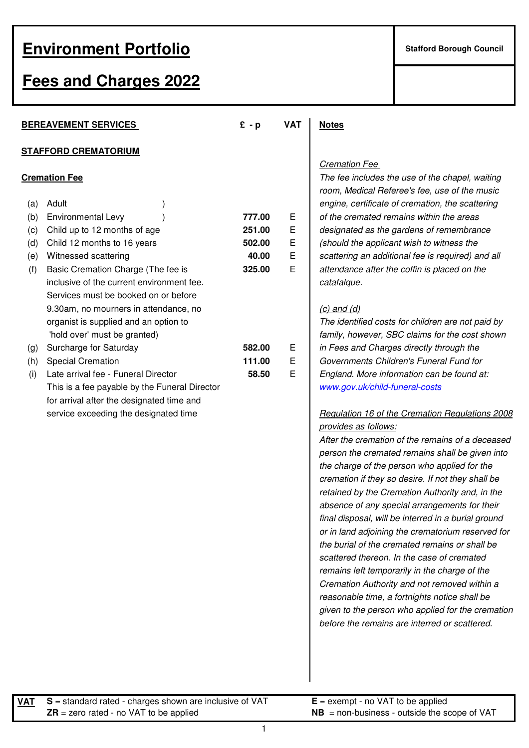# Environment Portfolio

# Fees and Charges 2022

**Stafford Borough Council**

## BEREAVEMENT SERVICES

### STAFFORD CREMATORIUM

#### Cremation Fee

| | Item | £ - p | VAT |
|---|---|---|---|
| (a) | Adult ) | | |
| (b) | Environmental Levy ) | **777.00** | E |
| (c) | Child up to 12 months of age | **251.00** | E |
| (d) | Child 12 months to 16 years | **502.00** | E |
| (e) | Witnessed scattering | **40.00** | E |
| (f) | Basic Cremation Charge (The fee is inclusive of the current environment fee. Services must be booked on or before 9.30am, no mourners in attendance, no organist is supplied and an option to 'hold over' must be granted) | **325.00** | E |
| (g) | Surcharge for Saturday | **582.00** | E |
| (h) | Special Cremation | **111.00** | E |
| (i) | Late arrival fee - Funeral Director. This is a fee payable by the Funeral Director for arrival after the designated time and service exceeding the designated time | **58.50** | E |

**Notes**

_Cremation Fee_

*The fee includes the use of the chapel, waiting room, Medical Referee's fee, use of the music engine, certificate of cremation, the scattering of the cremated remains within the areas designated as the gardens of remembrance (should the applicant wish to witness the scattering an additional fee is required) and all attendance after the coffin is placed on the catafalque.*

_(c) and (d)_

*The identified costs for children are not paid by family, however, SBC claims for the cost shown in Fees and Charges directly through the Governments Children's Funeral Fund for England. More information can be found at:* www.gov.uk/child-funeral-costs

_Regulation 16 of the Cremation Regulations 2008 provides as follows:_

*After the cremation of the remains of a deceased person the cremated remains shall be given into the charge of the person who applied for the cremation if they so desire. If not they shall be retained by the Cremation Authority and, in the absence of any special arrangements for their final disposal, will be interred in a burial ground or in land adjoining the crematorium reserved for the burial of the cremated remains or shall be scattered thereon. In the case of cremated remains left temporarily in the charge of the Cremation Authority and not removed within a reasonable time, a fortnights notice shall be given to the person who applied for the cremation before the remains are interred or scattered.*

**VAT**
- **S** = standard rated - charges shown are inclusive of VAT
- **ZR** = zero rated - no VAT to be applied
- **E** = exempt - no VAT to be applied
- **NB** = non-business - outside the scope of VAT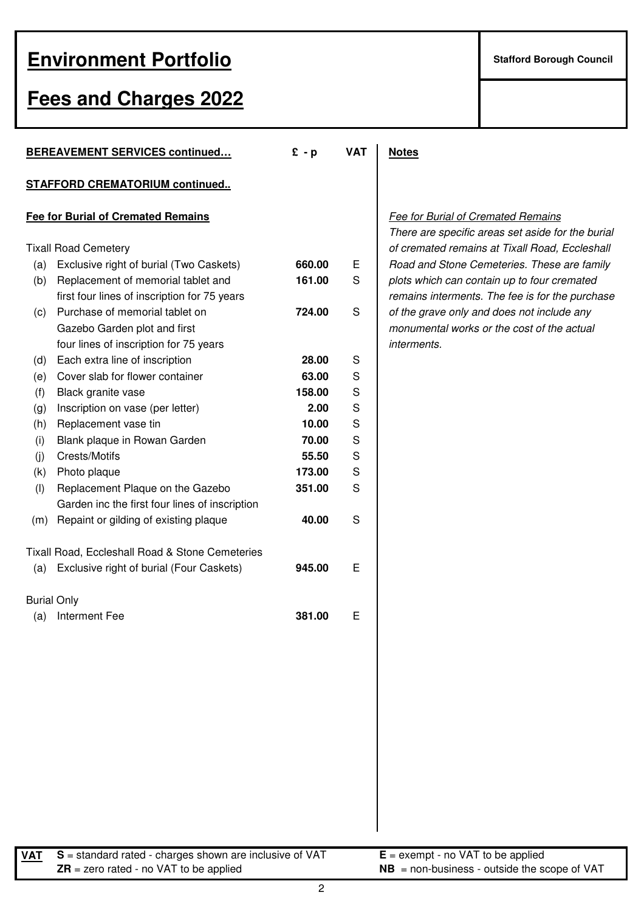# Environment Portfolio

**Stafford Borough Council**

# Fees and Charges 2022

| **BEREAVEMENT SERVICES continued…** | | **£ - p** | **VAT** |
|---|---|---|---|
| **STAFFORD CREMATORIUM continued..** | | | |
| **Fee for Burial of Cremated Remains** | | | |
| Tixall Road Cemetery | | | |
| (a) | Exclusive right of burial (Two Caskets) | **660.00** | E |
| (b) | Replacement of memorial tablet and first four lines of inscription for 75 years | **161.00** | S |
| (c) | Purchase of memorial tablet on Gazebo Garden plot and first four lines of inscription for 75 years | **724.00** | S |
| (d) | Each extra line of inscription | **28.00** | S |
| (e) | Cover slab for flower container | **63.00** | S |
| (f) | Black granite vase | **158.00** | S |
| (g) | Inscription on vase (per letter) | **2.00** | S |
| (h) | Replacement vase tin | **10.00** | S |
| (i) | Blank plaque in Rowan Garden | **70.00** | S |
| (j) | Crests/Motifs | **55.50** | S |
| (k) | Photo plaque | **173.00** | S |
| (l) | Replacement Plaque on the Gazebo Garden inc the first four lines of inscription | **351.00** | S |
| (m) | Repaint or gilding of existing plaque | **40.00** | S |
| Tixall Road, Eccleshall Road & Stone Cemeteries | | | |
| (a) | Exclusive right of burial (Four Caskets) | **945.00** | E |
| Burial Only | | | |
| (a) | Interment Fee | **381.00** | E |

**Notes**

*Fee for Burial of Cremated Remains*

*There are specific areas set aside for the burial of cremated remains at Tixall Road, Eccleshall Road and Stone Cemeteries. These are family plots which can contain up to four cremated remains interments. The fee is for the purchase of the grave only and does not include any monumental works or the cost of the actual interments.*

**VAT** **S** = standard rated - charges shown are inclusive of VAT; **E** = exempt - no VAT to be applied; **ZR** = zero rated - no VAT to be applied; **NB** = non-business - outside the scope of VAT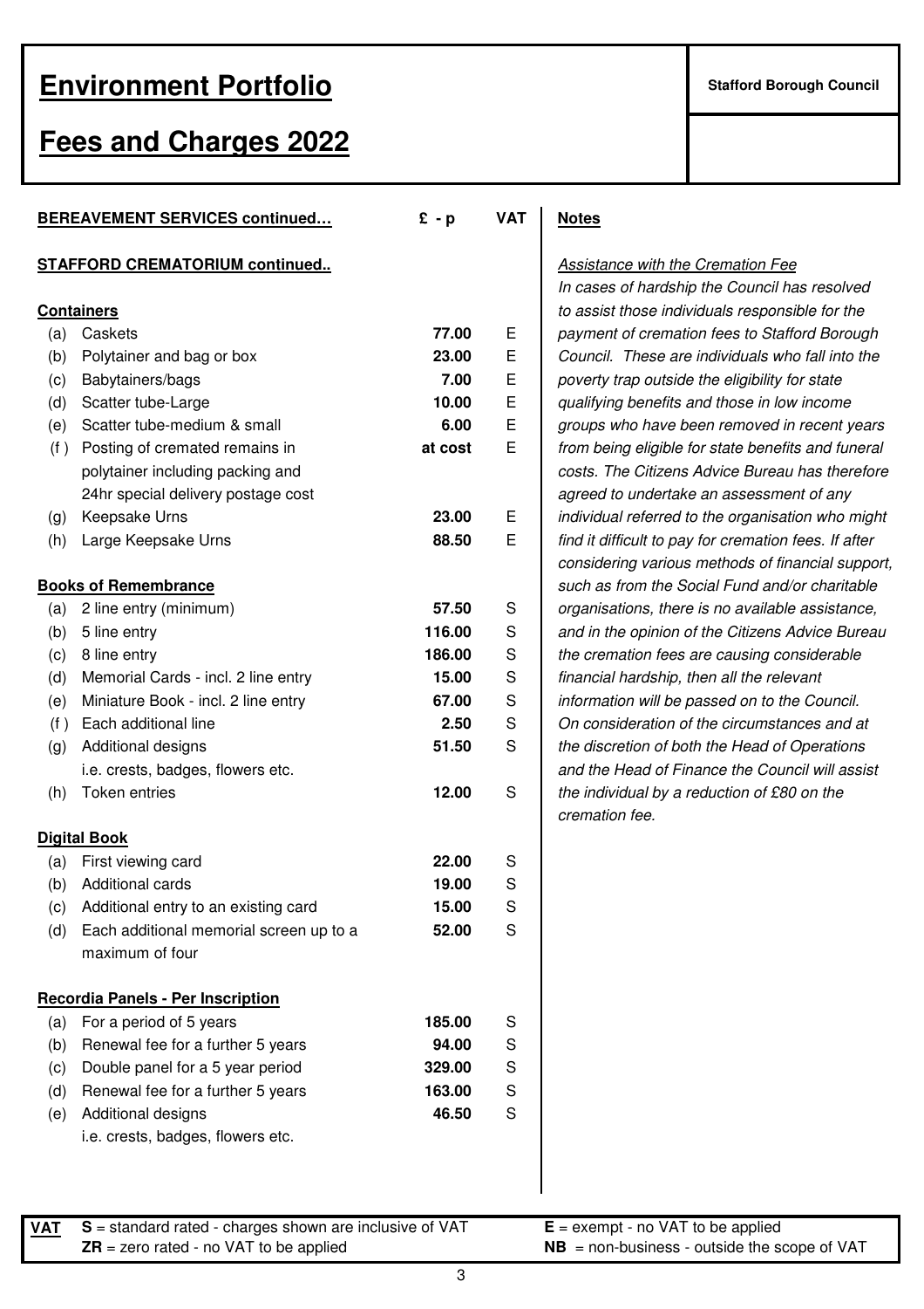# Environment Portfolio

**Stafford Borough Council**

# Fees and Charges 2022

## BEREAVEMENT SERVICES continued…

### STAFFORD CREMATORIUM continued..

| | | £ - p | VAT |
|---|---|---|---|
| **Containers** | | | |
| (a) | Caskets | **77.00** | E |
| (b) | Polytainer and bag or box | **23.00** | E |
| (c) | Babytainers/bags | **7.00** | E |
| (d) | Scatter tube-Large | **10.00** | E |
| (e) | Scatter tube-medium & small | **6.00** | E |
| (f ) | Posting of cremated remains in polytainer including packing and 24hr special delivery postage cost | **at cost** | E |
| (g) | Keepsake Urns | **23.00** | E |
| (h) | Large Keepsake Urns | **88.50** | E |
| **Books of Remembrance** | | | |
| (a) | 2 line entry (minimum) | **57.50** | S |
| (b) | 5 line entry | **116.00** | S |
| (c) | 8 line entry | **186.00** | S |
| (d) | Memorial Cards - incl. 2 line entry | **15.00** | S |
| (e) | Miniature Book - incl. 2 line entry | **67.00** | S |
| (f ) | Each additional line | **2.50** | S |
| (g) | Additional designs i.e. crests, badges, flowers etc. | **51.50** | S |
| (h) | Token entries | **12.00** | S |
| **Digital Book** | | | |
| (a) | First viewing card | **22.00** | S |
| (b) | Additional cards | **19.00** | S |
| (c) | Additional entry to an existing card | **15.00** | S |
| (d) | Each additional memorial screen up to a maximum of four | **52.00** | S |
| **Recordia Panels - Per Inscription** | | | |
| (a) | For a period of 5 years | **185.00** | S |
| (b) | Renewal fee for a further 5 years | **94.00** | S |
| (c) | Double panel for a 5 year period | **329.00** | S |
| (d) | Renewal fee for a further 5 years | **163.00** | S |
| (e) | Additional designs i.e. crests, badges, flowers etc. | **46.50** | S |

**Notes**

*Assistance with the Cremation Fee*

*In cases of hardship the Council has resolved to assist those individuals responsible for the payment of cremation fees to Stafford Borough Council. These are individuals who fall into the poverty trap outside the eligibility for state qualifying benefits and those in low income groups who have been removed in recent years from being eligible for state benefits and funeral costs. The Citizens Advice Bureau has therefore agreed to undertake an assessment of any individual referred to the organisation who might find it difficult to pay for cremation fees. If after considering various methods of financial support, such as from the Social Fund and/or charitable organisations, there is no available assistance, and in the opinion of the Citizens Advice Bureau the cremation fees are causing considerable financial hardship, then all the relevant information will be passed on to the Council. On consideration of the circumstances and at the discretion of both the Head of Operations and the Head of Finance the Council will assist the individual by a reduction of £80 on the cremation fee.*

**VAT** **S** = standard rated - charges shown are inclusive of VAT; **ZR** = zero rated - no VAT to be applied; **E** = exempt - no VAT to be applied; **NB** = non-business - outside the scope of VAT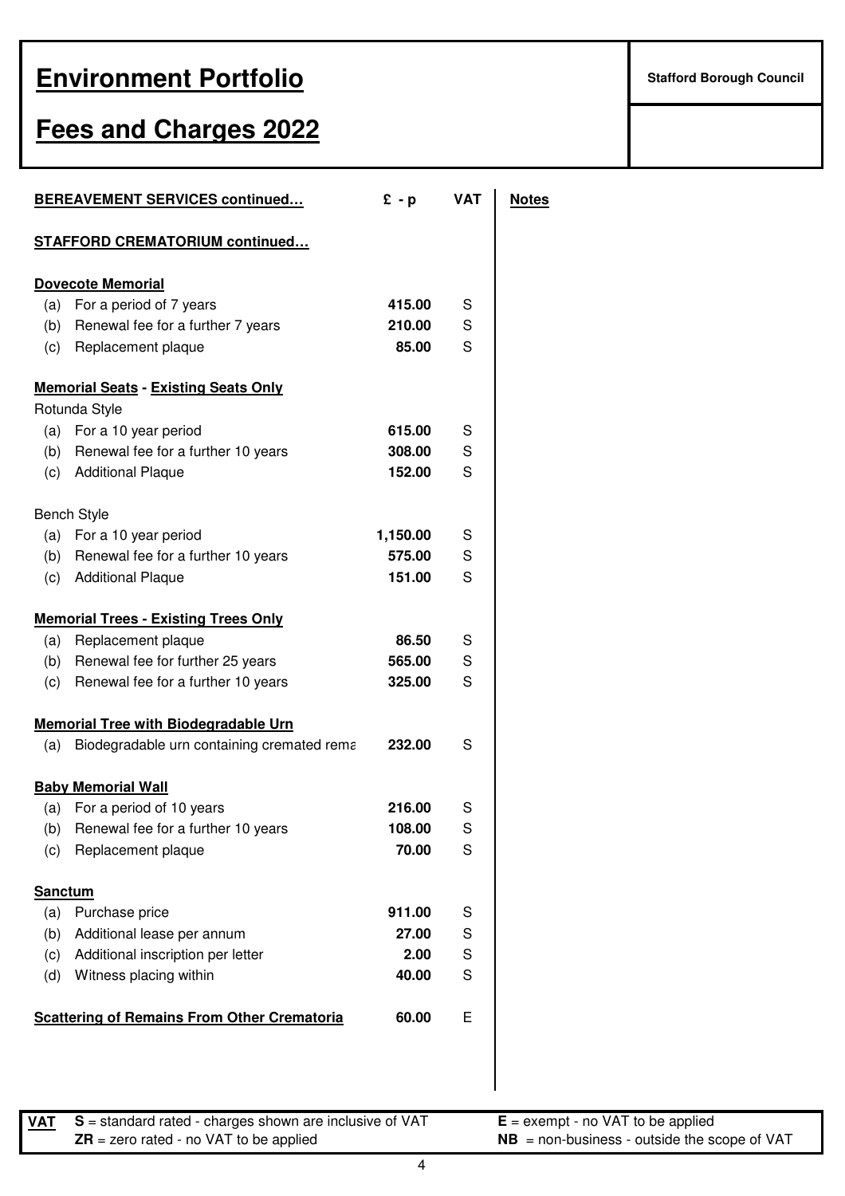# Environment Portfolio

# Fees and Charges 2022

**Stafford Borough Council**

| BEREAVEMENT SERVICES continued… | £ - p | VAT | Notes |
|---|---|---|---|
| **STAFFORD CREMATORIUM continued…** | | | |
| **Dovecote Memorial** | | | |
| (a) For a period of 7 years | **415.00** | S | |
| (b) Renewal fee for a further 7 years | **210.00** | S | |
| (c) Replacement plaque | **85.00** | S | |
| **Memorial Seats - Existing Seats Only** | | | |
| Rotunda Style | | | |
| (a) For a 10 year period | **615.00** | S | |
| (b) Renewal fee for a further 10 years | **308.00** | S | |
| (c) Additional Plaque | **152.00** | S | |
| Bench Style | | | |
| (a) For a 10 year period | **1,150.00** | S | |
| (b) Renewal fee for a further 10 years | **575.00** | S | |
| (c) Additional Plaque | **151.00** | S | |
| **Memorial Trees - Existing Trees Only** | | | |
| (a) Replacement plaque | **86.50** | S | |
| (b) Renewal fee for further 25 years | **565.00** | S | |
| (c) Renewal fee for a further 10 years | **325.00** | S | |
| **Memorial Tree with Biodegradable Urn** | | | |
| (a) Biodegradable urn containing cremated rema | **232.00** | S | |
| **Baby Memorial Wall** | | | |
| (a) For a period of 10 years | **216.00** | S | |
| (b) Renewal fee for a further 10 years | **108.00** | S | |
| (c) Replacement plaque | **70.00** | S | |
| **Sanctum** | | | |
| (a) Purchase price | **911.00** | S | |
| (b) Additional lease per annum | **27.00** | S | |
| (c) Additional inscription per letter | **2.00** | S | |
| (d) Witness placing within | **40.00** | S | |
| **Scattering of Remains From Other Crematoria** | **60.00** | E | |

**VAT** **S** = standard rated - charges shown are inclusive of VAT; **E** = exempt - no VAT to be applied; **ZR** = zero rated - no VAT to be applied; **NB** = non-business - outside the scope of VAT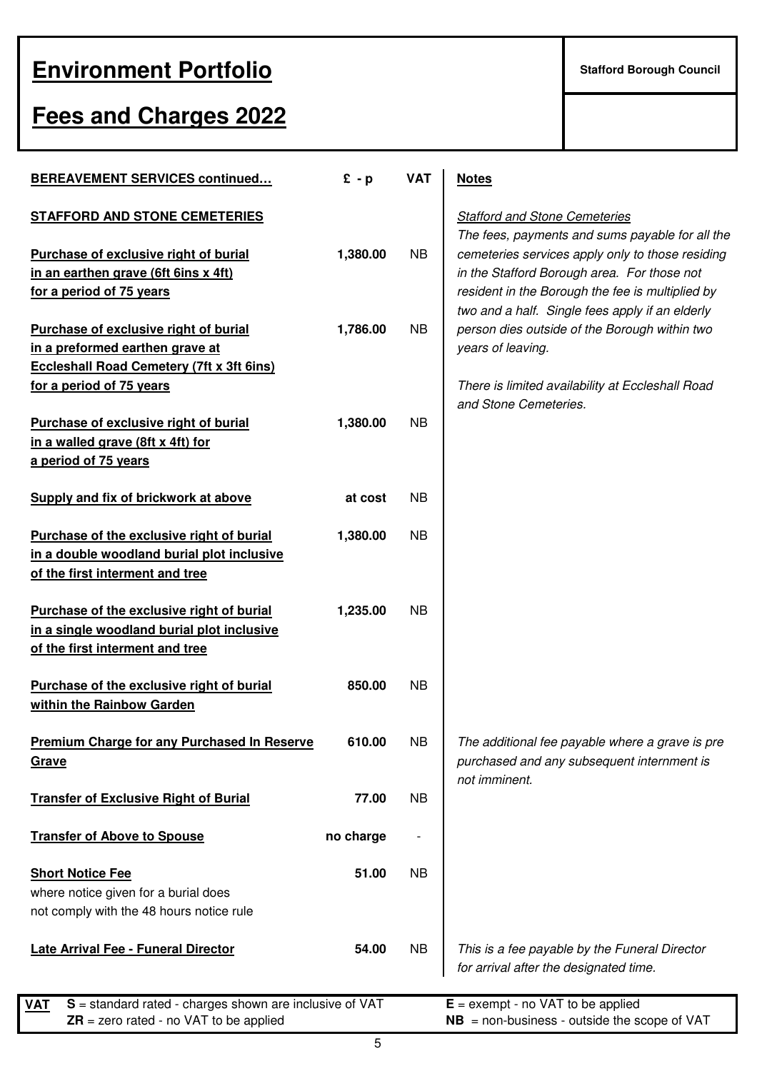# Environment Portfolio

Stafford Borough Council

# Fees and Charges 2022

| BEREAVEMENT SERVICES continued… | £ - p | VAT | Notes |
|---|---|---|---|
| **STAFFORD AND STONE CEMETERIES** | | | *Stafford and Stone Cemeteries* *The fees, payments and sums payable for all the cemeteries services apply only to those residing in the Stafford Borough area. For those not resident in the Borough the fee is multiplied by two and a half. Single fees apply if an elderly person dies outside of the Borough within two years of leaving.* *There is limited availability at Eccleshall Road and Stone Cemeteries.* |
| **Purchase of exclusive right of burial in an earthen grave (6ft 6ins x 4ft) for a period of 75 years** | 1,380.00 | NB | |
| **Purchase of exclusive right of burial in a preformed earthen grave at Eccleshall Road Cemetery (7ft x 3ft 6ins) for a period of 75 years** | 1,786.00 | NB | |
| **Purchase of exclusive right of burial in a walled grave (8ft x 4ft) for a period of 75 years** | 1,380.00 | NB | |
| **Supply and fix of brickwork at above** | at cost | NB | |
| **Purchase of the exclusive right of burial in a double woodland burial plot inclusive of the first interment and tree** | 1,380.00 | NB | |
| **Purchase of the exclusive right of burial in a single woodland burial plot inclusive of the first interment and tree** | 1,235.00 | NB | |
| **Purchase of the exclusive right of burial within the Rainbow Garden** | 850.00 | NB | |
| **Premium Charge for any Purchased In Reserve Grave** | 610.00 | NB | *The additional fee payable where a grave is pre purchased and any subsequent internment is not imminent.* |
| **Transfer of Exclusive Right of Burial** | 77.00 | NB | |
| **Transfer of Above to Spouse** | no charge | - | |
| **Short Notice Fee** where notice given for a burial does not comply with the 48 hours notice rule | 51.00 | NB | |
| **Late Arrival Fee - Funeral Director** | 54.00 | NB | *This is a fee payable by the Funeral Director for arrival after the designated time.* |

**VAT** **S** = standard rated - charges shown are inclusive of VAT
**ZR** = zero rated - no VAT to be applied
**E** = exempt - no VAT to be applied
**NB** = non-business - outside the scope of VAT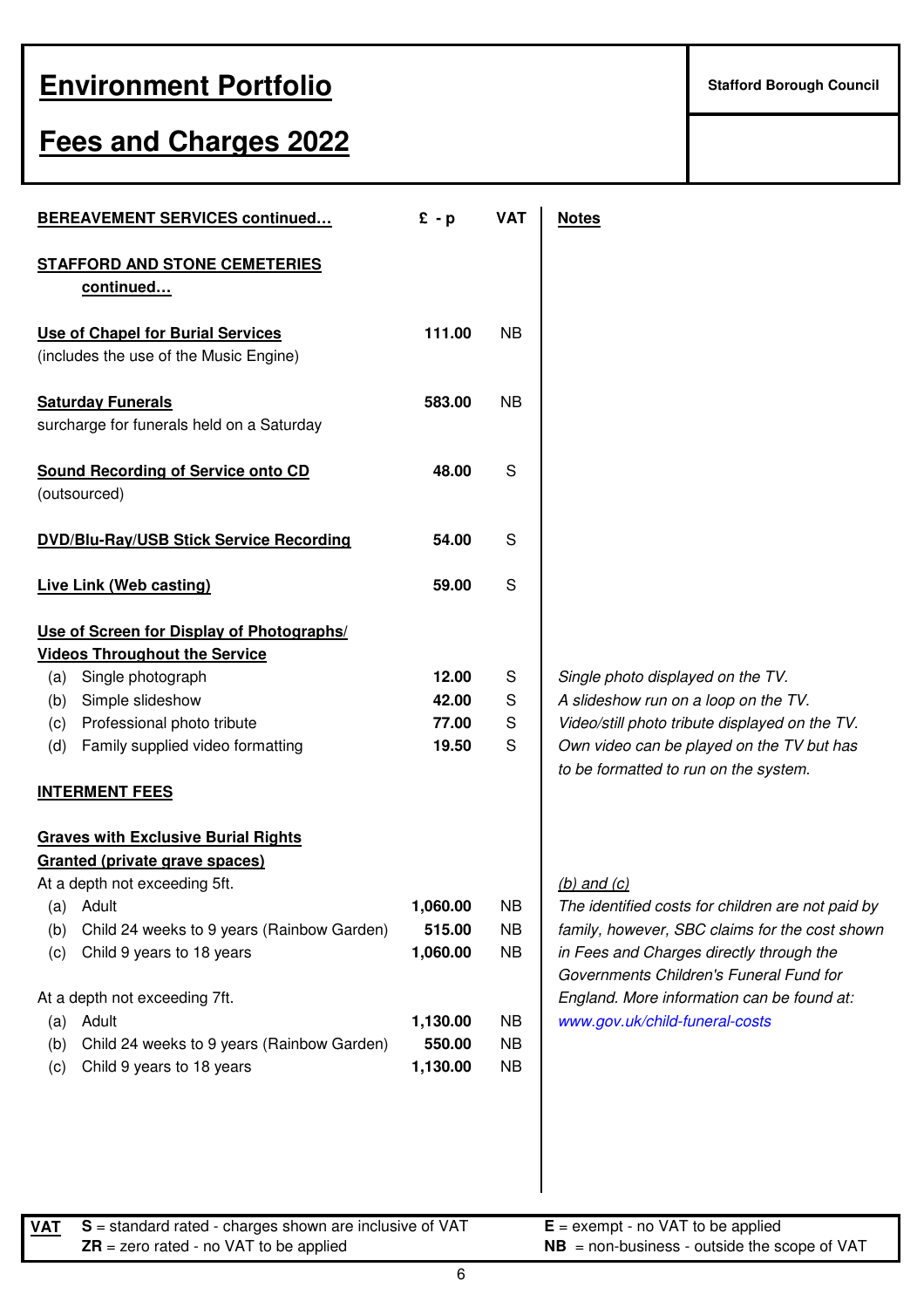# Environment Portfolio

Stafford Borough Council

# Fees and Charges 2022

| BEREAVEMENT SERVICES continued… | £ - p | VAT | Notes |
|---|---|---|---|
| **STAFFORD AND STONE CEMETERIES continued…** | | | |
| **Use of Chapel for Burial Services** (includes the use of the Music Engine) | 111.00 | NB | |
| **Saturday Funerals** surcharge for funerals held on a Saturday | 583.00 | NB | |
| **Sound Recording of Service onto CD** (outsourced) | 48.00 | S | |
| **DVD/Blu-Ray/USB Stick Service Recording** | 54.00 | S | |
| **Live Link (Web casting)** | 59.00 | S | |
| **Use of Screen for Display of Photographs/ Videos Throughout the Service** | | | |
| (a) Single photograph | 12.00 | S | *Single photo displayed on the TV.* |
| (b) Simple slideshow | 42.00 | S | *A slideshow run on a loop on the TV.* |
| (c) Professional photo tribute | 77.00 | S | *Video/still photo tribute displayed on the TV.* |
| (d) Family supplied video formatting | 19.50 | S | *Own video can be played on the TV but has to be formatted to run on the system.* |
| **INTERMENT FEES** | | | |
| **Graves with Exclusive Burial Rights Granted (private grave spaces)** | | | |
| At a depth not exceeding 5ft. | | | *(b) and (c)* |
| (a) Adult | 1,060.00 | NB | *The identified costs for children are not paid by family, however, SBC claims for the cost shown in Fees and Charges directly through the Governments Children's Funeral Fund for England. More information can be found at: www.gov.uk/child-funeral-costs* |
| (b) Child 24 weeks to 9 years (Rainbow Garden) | 515.00 | NB | |
| (c) Child 9 years to 18 years | 1,060.00 | NB | |
| At a depth not exceeding 7ft. | | | |
| (a) Adult | 1,130.00 | NB | |
| (b) Child 24 weeks to 9 years (Rainbow Garden) | 550.00 | NB | |
| (c) Child 9 years to 18 years | 1,130.00 | NB | |

**VAT**
- **S** = standard rated - charges shown are inclusive of VAT
- **ZR** = zero rated - no VAT to be applied
- **E** = exempt - no VAT to be applied
- **NB** = non-business - outside the scope of VAT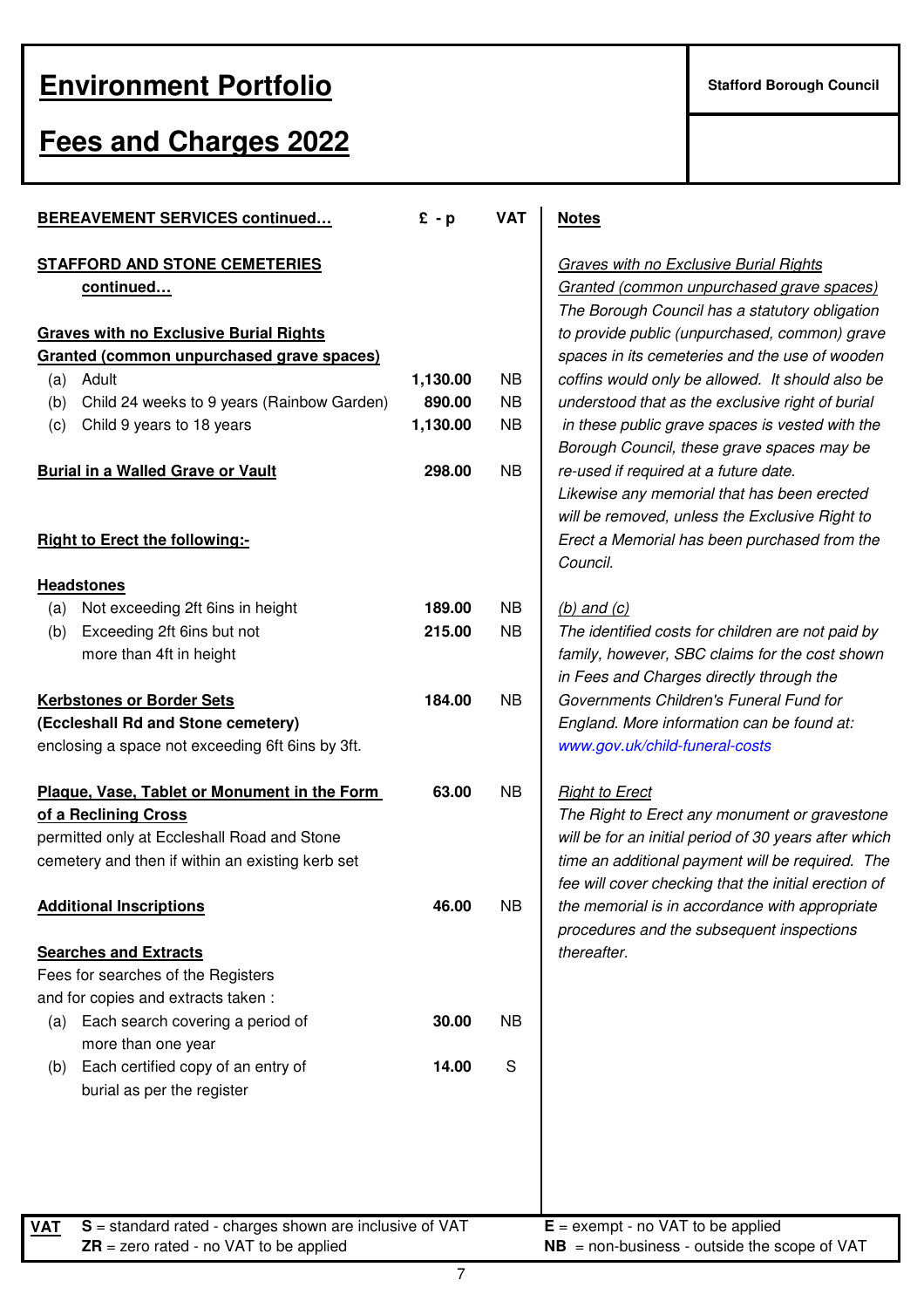# Environment Portfolio

Stafford Borough Council

# Fees and Charges 2022

| BEREAVEMENT SERVICES continued… | £ - p | VAT |
|---|---|---|
| **STAFFORD AND STONE CEMETERIES continued…** | | |
| **Graves with no Exclusive Burial Rights Granted (common unpurchased grave spaces)** | | |
| (a) Adult | 1,130.00 | NB |
| (b) Child 24 weeks to 9 years (Rainbow Garden) | 890.00 | NB |
| (c) Child 9 years to 18 years | 1,130.00 | NB |
| **Burial in a Walled Grave or Vault** | 298.00 | NB |
| **Right to Erect the following:-** | | |
| **Headstones** | | |
| (a) Not exceeding 2ft 6ins in height | 189.00 | NB |
| (b) Exceeding 2ft 6ins but not more than 4ft in height | 215.00 | NB |
| **Kerbstones or Border Sets (Eccleshall Rd and Stone cemetery)** enclosing a space not exceeding 6ft 6ins by 3ft. | 184.00 | NB |
| **Plaque, Vase, Tablet or Monument in the Form of a Reclining Cross** permitted only at Eccleshall Road and Stone cemetery and then if within an existing kerb set | 63.00 | NB |
| **Additional Inscriptions** | 46.00 | NB |
| **Searches and Extracts** | | |
| Fees for searches of the Registers and for copies and extracts taken : | | |
| (a) Each search covering a period of more than one year | 30.00 | NB |
| (b) Each certified copy of an entry of burial as per the register | 14.00 | S |

## Notes

*Graves with no Exclusive Burial Rights Granted (common unpurchased grave spaces)*

*The Borough Council has a statutory obligation to provide public (unpurchased, common) grave spaces in its cemeteries and the use of wooden coffins would only be allowed. It should also be understood that as the exclusive right of burial in these public grave spaces is vested with the Borough Council, these grave spaces may be re-used if required at a future date. Likewise any memorial that has been erected will be removed, unless the Exclusive Right to Erect a Memorial has been purchased from the Council.*

*(b) and (c)*

*The identified costs for children are not paid by family, however, SBC claims for the cost shown in Fees and Charges directly through the Governments Children's Funeral Fund for England. More information can be found at: www.gov.uk/child-funeral-costs*

*Right to Erect*

*The Right to Erect any monument or gravestone will be for an initial period of 30 years after which time an additional payment will be required. The fee will cover checking that the initial erection of the memorial is in accordance with appropriate procedures and the subsequent inspections thereafter.*

**VAT**
**S** = standard rated - charges shown are inclusive of VAT
**ZR** = zero rated - no VAT to be applied
**E** = exempt - no VAT to be applied
**NB** = non-business - outside the scope of VAT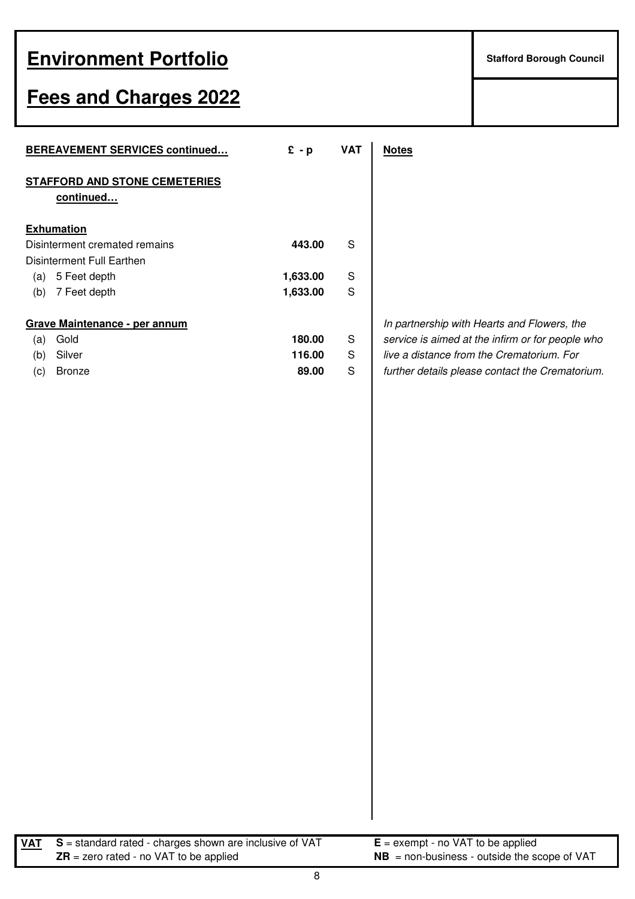# Environment Portfolio

**Stafford Borough Council**

## Fees and Charges 2022

| BEREAVEMENT SERVICES continued… | £ - p | VAT | Notes |
|---|---|---|---|
| **STAFFORD AND STONE CEMETERIES continued…** | | | |
| **Exhumation** | | | |
| Disinterment cremated remains | **443.00** | S | |
| Disinterment Full Earthen | | | |
| (a) 5 Feet depth | **1,633.00** | S | |
| (b) 7 Feet depth | **1,633.00** | S | |
| **Grave Maintenance - per annum** | | | *In partnership with Hearts and Flowers, the service is aimed at the infirm or for people who live a distance from the Crematorium. For further details please contact the Crematorium.* |
| (a) Gold | **180.00** | S | |
| (b) Silver | **116.00** | S | |
| (c) Bronze | **89.00** | S | |

**VAT** **S** = standard rated - charges shown are inclusive of VAT
**ZR** = zero rated - no VAT to be applied
**E** = exempt - no VAT to be applied
**NB** = non-business - outside the scope of VAT